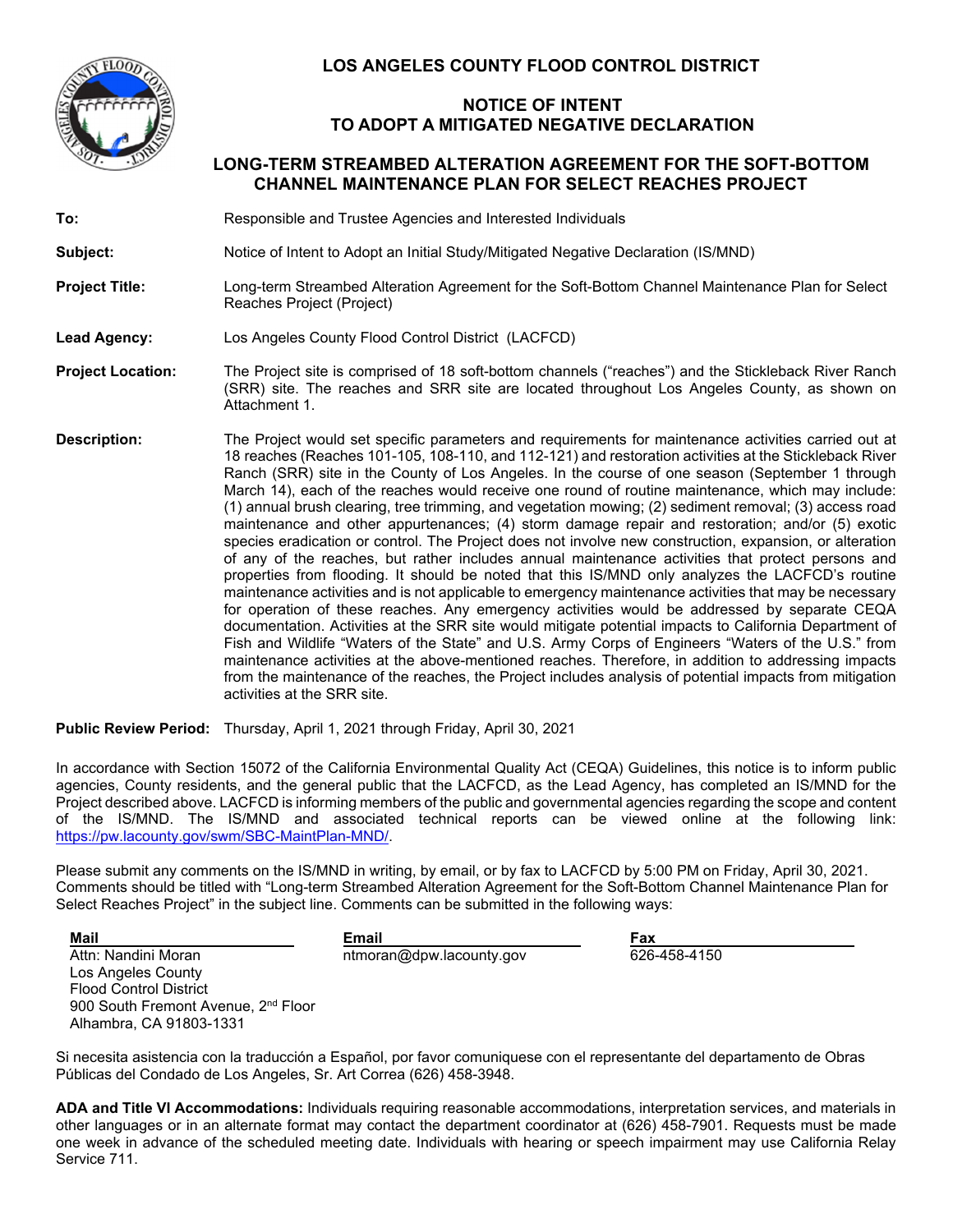# LOS ANGELES COUNTY FLOOD CONTROL DISTRICT

## NOTICE OF INTENT TO ADOPT A MITIGATED NEGATIVE DECLARATION

## LONG-TERM STREAMBED ALTERATION AGREEMENT FOR THE SOFT-BOTTOM CHANNEL MAINTENANCE PLAN FOR SELECT REACHES PROJECT

**To:** Responsible and Trustee Agencies and Interested Individuals

**Subject:** Notice of Intent to Adopt an Initial Study/Mitigated Negative Declaration (IS/MND)

**Project Title:** Long-term Streambed Alteration Agreement for the Soft-Bottom Channel Maintenance Plan for Select Reaches Project (Project)

**Lead Agency:** Los Angeles County Flood Control District (LACFCD)

**Project Location:** The Project site is comprised of 18 soft-bottom channels ("reaches") and the Stickleback River Ranch (SRR) site. The reaches and SRR site are located throughout Los Angeles County, as shown on Attachment 1.

**Description:** The Project would set specific parameters and requirements for maintenance activities carried out at 18 reaches (Reaches 101-105, 108-110, and 112-121) and restoration activities at the Stickleback River Ranch (SRR) site in the County of Los Angeles. In the course of one season (September 1 through March 14), each of the reaches would receive one round of routine maintenance, which may include: (1) annual brush clearing, tree trimming, and vegetation mowing; (2) sediment removal; (3) access road maintenance and other appurtenances; (4) storm damage repair and restoration; and/or (5) exotic species eradication or control. The Project does not involve new construction, expansion, or alteration of any of the reaches, but rather includes annual maintenance activities that protect persons and properties from flooding. It should be noted that this IS/MND only analyzes the LACFCD's routine maintenance activities and is not applicable to emergency maintenance activities that may be necessary for operation of these reaches. Any emergency activities would be addressed by separate CEQA documentation. Activities at the SRR site would mitigate potential impacts to California Department of Fish and Wildlife "Waters of the State" and U.S. Army Corps of Engineers "Waters of the U.S." from maintenance activities at the above-mentioned reaches. Therefore, in addition to addressing impacts from the maintenance of the reaches, the Project includes analysis of potential impacts from mitigation activities at the SRR site.

**Public Review Period:** Thursday, April 1, 2021 through Friday, April 30, 2021

In accordance with Section 15072 of the California Environmental Quality Act (CEQA) Guidelines, this notice is to inform public agencies, County residents, and the general public that the LACFCD, as the Lead Agency, has completed an IS/MND for the Project described above. LACFCD is informing members of the public and governmental agencies regarding the scope and content of the IS/MND. The IS/MND and associated technical reports can be viewed online at the following link: https://pw.lacounty.gov/swm/SBC-MaintPlan-MND/.

Please submit any comments on the IS/MND in writing, by email, or by fax to LACFCD by 5:00 PM on Friday, April 30, 2021. Comments should be titled with "Long-term Streambed Alteration Agreement for the Soft-Bottom Channel Maintenance Plan for Select Reaches Project" in the subject line. Comments can be submitted in the following ways:

**Mail**
Attn: Nandini Moran
Los Angeles County
Flood Control District
900 South Fremont Avenue, 2nd Floor
Alhambra, CA 91803-1331

**Email**
ntmoran@dpw.lacounty.gov

**Fax**
626-458-4150

Si necesita asistencia con la traducción a Español, por favor comuniquese con el representante del departamento de Obras Públicas del Condado de Los Angeles, Sr. Art Correa (626) 458-3948.

**ADA and Title VI Accommodations:** Individuals requiring reasonable accommodations, interpretation services, and materials in other languages or in an alternate format may contact the department coordinator at (626) 458-7901. Requests must be made one week in advance of the scheduled meeting date. Individuals with hearing or speech impairment may use California Relay Service 711.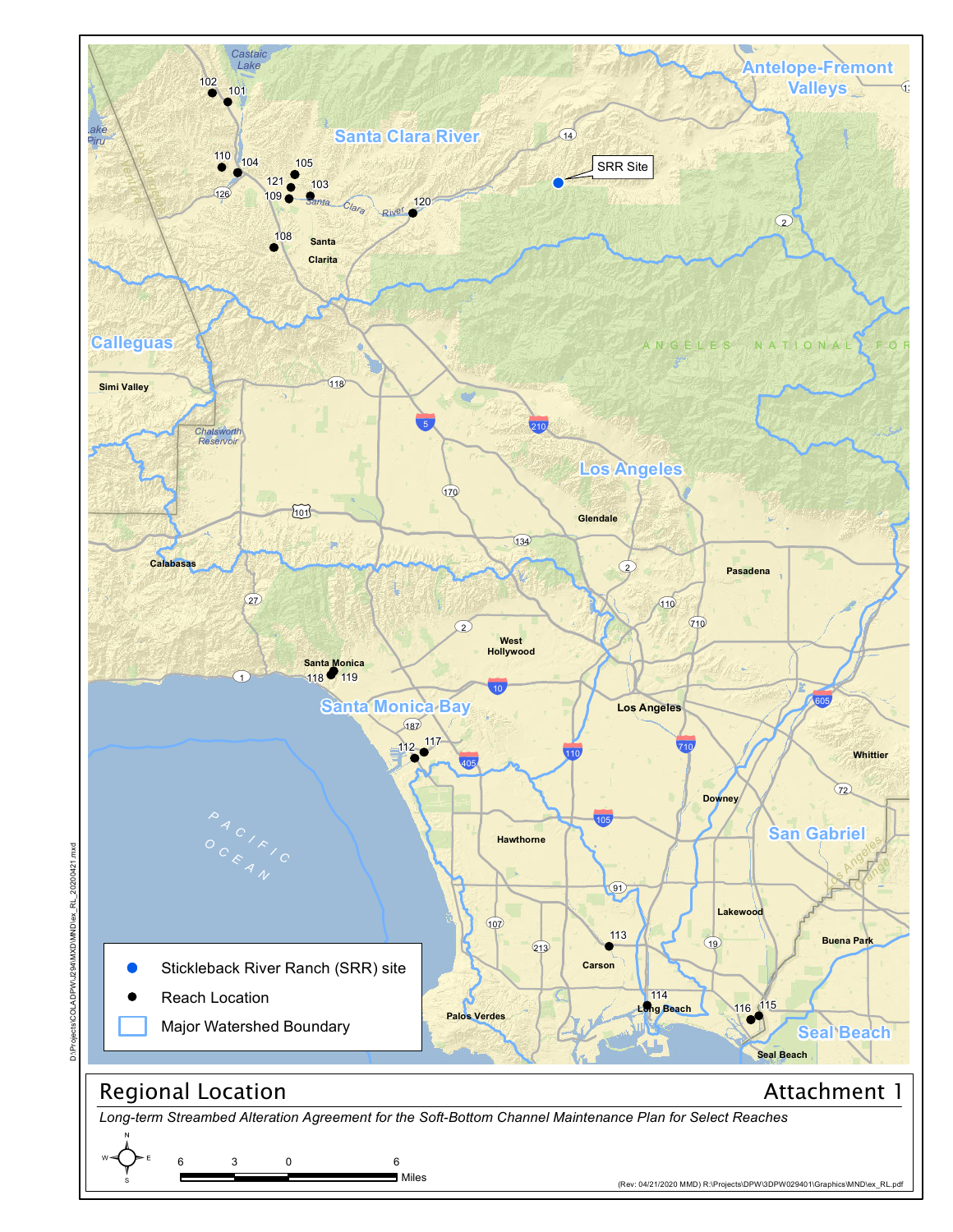Santa Clara River

Antelope-Fremont Valleys

SRR Site

Calleguas

Los Angeles

Santa Monica Bay

San Gabriel

Seal Beach

PACIFIC OCEAN

Stickleback River Ranch (SRR) site

Reach Location

Major Watershed Boundary

# Regional Location

Attachment 1

*Long-term Streambed Alteration Agreement for the Soft-Bottom Channel Maintenance Plan for Select Reaches*

6 3 0 6

Miles

(Rev: 04/21/2020 MMD) R:\Projects\DPW\3DPW029401\Graphics\MND\ex_RL.pdf